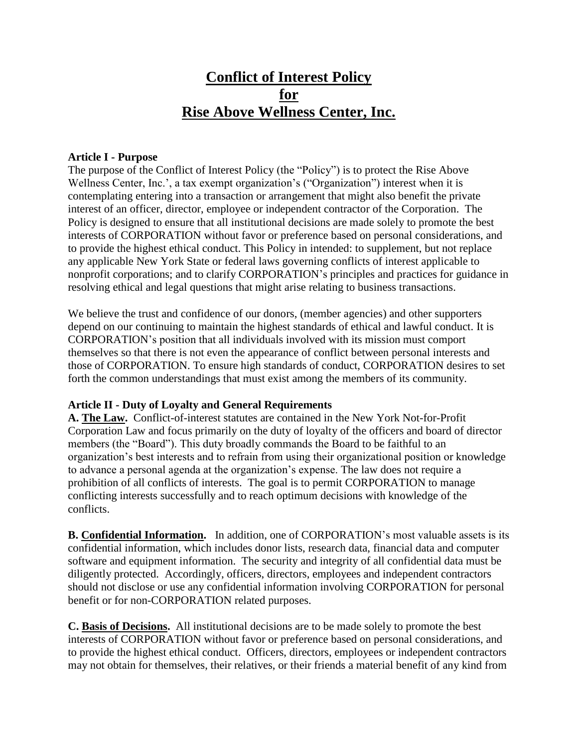# Conflict of Interest Policy for Rise Above Wellness Center, Inc.

**Article I - Purpose**

The purpose of the Conflict of Interest Policy (the "Policy") is to protect the Rise Above Wellness Center, Inc.', a tax exempt organization's ("Organization") interest when it is contemplating entering into a transaction or arrangement that might also benefit the private interest of an officer, director, employee or independent contractor of the Corporation. The Policy is designed to ensure that all institutional decisions are made solely to promote the best interests of CORPORATION without favor or preference based on personal considerations, and to provide the highest ethical conduct. This Policy in intended: to supplement, but not replace any applicable New York State or federal laws governing conflicts of interest applicable to nonprofit corporations; and to clarify CORPORATION's principles and practices for guidance in resolving ethical and legal questions that might arise relating to business transactions.

We believe the trust and confidence of our donors, (member agencies) and other supporters depend on our continuing to maintain the highest standards of ethical and lawful conduct. It is CORPORATION's position that all individuals involved with its mission must comport themselves so that there is not even the appearance of conflict between personal interests and those of CORPORATION. To ensure high standards of conduct, CORPORATION desires to set forth the common understandings that must exist among the members of its community.

**Article II - Duty of Loyalty and General Requirements**

**A. The Law.** Conflict-of-interest statutes are contained in the New York Not-for-Profit Corporation Law and focus primarily on the duty of loyalty of the officers and board of director members (the "Board"). This duty broadly commands the Board to be faithful to an organization's best interests and to refrain from using their organizational position or knowledge to advance a personal agenda at the organization's expense. The law does not require a prohibition of all conflicts of interests. The goal is to permit CORPORATION to manage conflicting interests successfully and to reach optimum decisions with knowledge of the conflicts.

**B. Confidential Information.** In addition, one of CORPORATION's most valuable assets is its confidential information, which includes donor lists, research data, financial data and computer software and equipment information. The security and integrity of all confidential data must be diligently protected. Accordingly, officers, directors, employees and independent contractors should not disclose or use any confidential information involving CORPORATION for personal benefit or for non-CORPORATION related purposes.

**C. Basis of Decisions.** All institutional decisions are to be made solely to promote the best interests of CORPORATION without favor or preference based on personal considerations, and to provide the highest ethical conduct. Officers, directors, employees or independent contractors may not obtain for themselves, their relatives, or their friends a material benefit of any kind from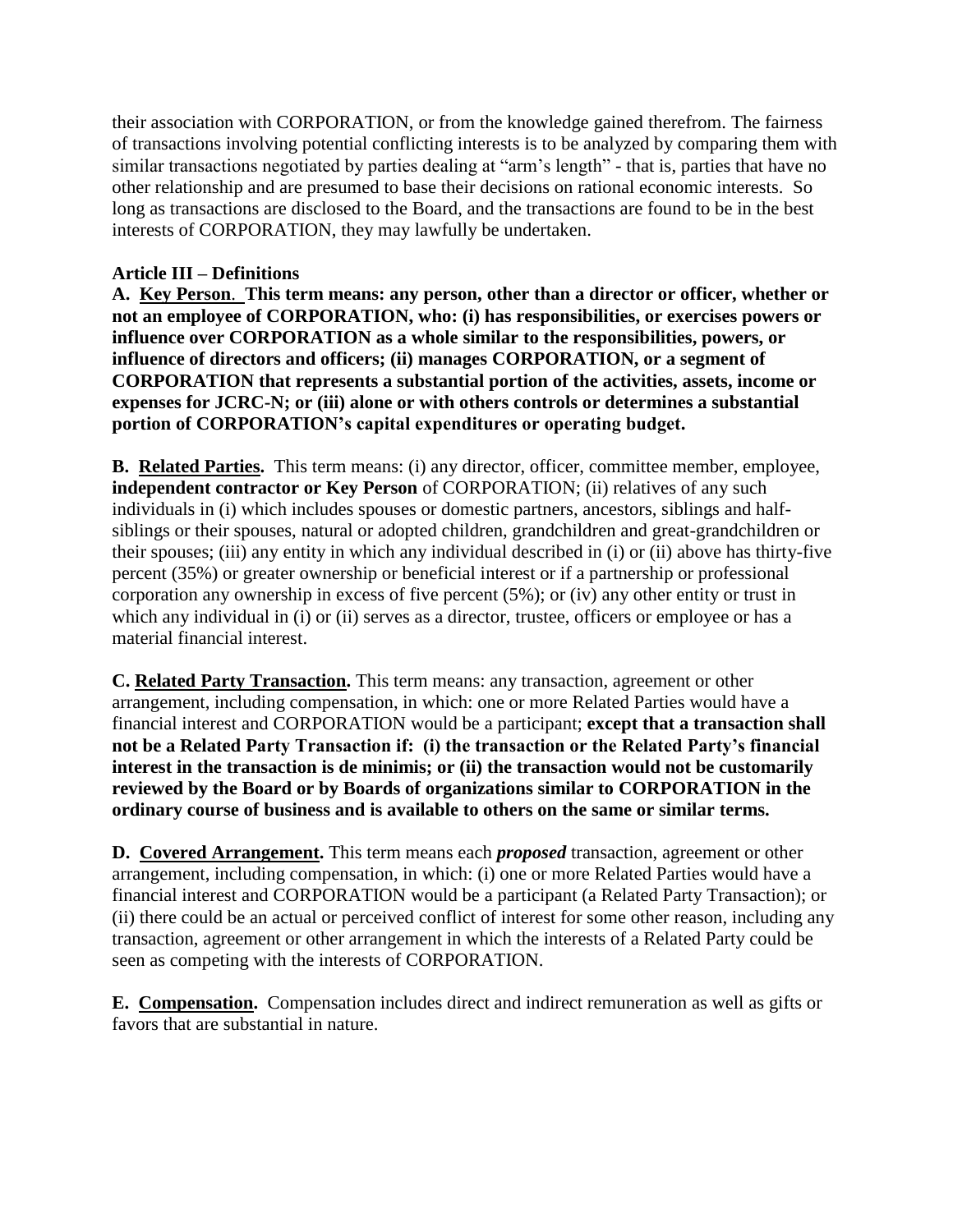their association with CORPORATION, or from the knowledge gained therefrom. The fairness of transactions involving potential conflicting interests is to be analyzed by comparing them with similar transactions negotiated by parties dealing at "arm's length" - that is, parties that have no other relationship and are presumed to base their decisions on rational economic interests. So long as transactions are disclosed to the Board, and the transactions are found to be in the best interests of CORPORATION, they may lawfully be undertaken.

**Article III – Definitions**

**A. <u>Key Person</u>. This term means: any person, other than a director or officer, whether or not an employee of CORPORATION, who: (i) has responsibilities, or exercises powers or influence over CORPORATION as a whole similar to the responsibilities, powers, or influence of directors and officers; (ii) manages CORPORATION, or a segment of CORPORATION that represents a substantial portion of the activities, assets, income or expenses for JCRC-N; or (iii) alone or with others controls or determines a substantial portion of CORPORATION's capital expenditures or operating budget.**

**B. <u>Related Parties</u>.** This term means: (i) any director, officer, committee member, employee, **independent contractor or Key Person** of CORPORATION; (ii) relatives of any such individuals in (i) which includes spouses or domestic partners, ancestors, siblings and half-siblings or their spouses, natural or adopted children, grandchildren and great-grandchildren or their spouses; (iii) any entity in which any individual described in (i) or (ii) above has thirty-five percent (35%) or greater ownership or beneficial interest or if a partnership or professional corporation any ownership in excess of five percent (5%); or (iv) any other entity or trust in which any individual in (i) or (ii) serves as a director, trustee, officers or employee or has a material financial interest.

**C. <u>Related Party Transaction</u>.** This term means: any transaction, agreement or other arrangement, including compensation, in which: one or more Related Parties would have a financial interest and CORPORATION would be a participant; **except that a transaction shall not be a Related Party Transaction if: (i) the transaction or the Related Party's financial interest in the transaction is de minimis; or (ii) the transaction would not be customarily reviewed by the Board or by Boards of organizations similar to CORPORATION in the ordinary course of business and is available to others on the same or similar terms.**

**D. <u>Covered Arrangement</u>.** This term means each ***proposed*** transaction, agreement or other arrangement, including compensation, in which: (i) one or more Related Parties would have a financial interest and CORPORATION would be a participant (a Related Party Transaction); or (ii) there could be an actual or perceived conflict of interest for some other reason, including any transaction, agreement or other arrangement in which the interests of a Related Party could be seen as competing with the interests of CORPORATION.

**E. <u>Compensation</u>.** Compensation includes direct and indirect remuneration as well as gifts or favors that are substantial in nature.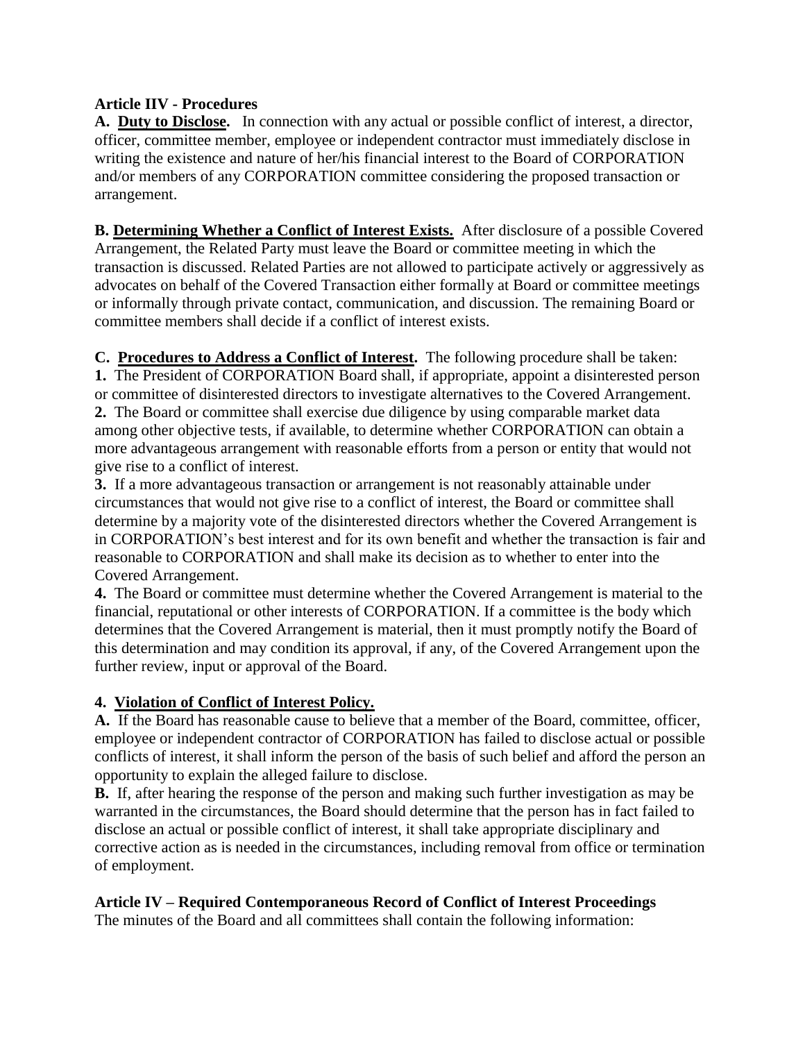**Article IIV - Procedures**

**A. Duty to Disclose.** In connection with any actual or possible conflict of interest, a director, officer, committee member, employee or independent contractor must immediately disclose in writing the existence and nature of her/his financial interest to the Board of CORPORATION and/or members of any CORPORATION committee considering the proposed transaction or arrangement.

**B. Determining Whether a Conflict of Interest Exists.** After disclosure of a possible Covered Arrangement, the Related Party must leave the Board or committee meeting in which the transaction is discussed. Related Parties are not allowed to participate actively or aggressively as advocates on behalf of the Covered Transaction either formally at Board or committee meetings or informally through private contact, communication, and discussion. The remaining Board or committee members shall decide if a conflict of interest exists.

**C. Procedures to Address a Conflict of Interest.** The following procedure shall be taken:

**1.** The President of CORPORATION Board shall, if appropriate, appoint a disinterested person or committee of disinterested directors to investigate alternatives to the Covered Arrangement.

**2.** The Board or committee shall exercise due diligence by using comparable market data among other objective tests, if available, to determine whether CORPORATION can obtain a more advantageous arrangement with reasonable efforts from a person or entity that would not give rise to a conflict of interest.

**3.** If a more advantageous transaction or arrangement is not reasonably attainable under circumstances that would not give rise to a conflict of interest, the Board or committee shall determine by a majority vote of the disinterested directors whether the Covered Arrangement is in CORPORATION's best interest and for its own benefit and whether the transaction is fair and reasonable to CORPORATION and shall make its decision as to whether to enter into the Covered Arrangement.

**4.** The Board or committee must determine whether the Covered Arrangement is material to the financial, reputational or other interests of CORPORATION. If a committee is the body which determines that the Covered Arrangement is material, then it must promptly notify the Board of this determination and may condition its approval, if any, of the Covered Arrangement upon the further review, input or approval of the Board.

**4. Violation of Conflict of Interest Policy.**

**A.** If the Board has reasonable cause to believe that a member of the Board, committee, officer, employee or independent contractor of CORPORATION has failed to disclose actual or possible conflicts of interest, it shall inform the person of the basis of such belief and afford the person an opportunity to explain the alleged failure to disclose.

**B.** If, after hearing the response of the person and making such further investigation as may be warranted in the circumstances, the Board should determine that the person has in fact failed to disclose an actual or possible conflict of interest, it shall take appropriate disciplinary and corrective action as is needed in the circumstances, including removal from office or termination of employment.

**Article IV – Required Contemporaneous Record of Conflict of Interest Proceedings**

The minutes of the Board and all committees shall contain the following information: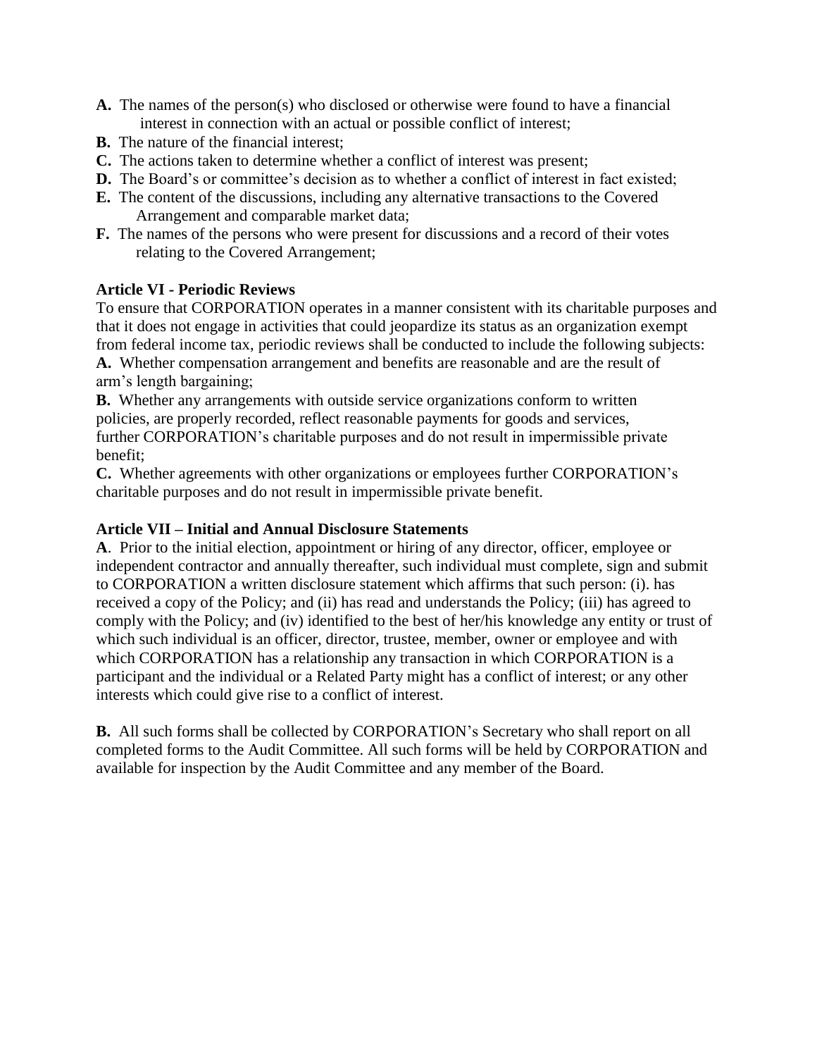**A.** The names of the person(s) who disclosed or otherwise were found to have a financial interest in connection with an actual or possible conflict of interest;

**B.** The nature of the financial interest;

**C.** The actions taken to determine whether a conflict of interest was present;

**D.** The Board's or committee's decision as to whether a conflict of interest in fact existed;

**E.** The content of the discussions, including any alternative transactions to the Covered Arrangement and comparable market data;

**F.** The names of the persons who were present for discussions and a record of their votes relating to the Covered Arrangement;

**Article VI - Periodic Reviews**

To ensure that CORPORATION operates in a manner consistent with its charitable purposes and that it does not engage in activities that could jeopardize its status as an organization exempt from federal income tax, periodic reviews shall be conducted to include the following subjects:

**A.** Whether compensation arrangement and benefits are reasonable and are the result of arm's length bargaining;

**B.** Whether any arrangements with outside service organizations conform to written policies, are properly recorded, reflect reasonable payments for goods and services, further CORPORATION's charitable purposes and do not result in impermissible private benefit;

**C.** Whether agreements with other organizations or employees further CORPORATION's charitable purposes and do not result in impermissible private benefit.

**Article VII – Initial and Annual Disclosure Statements**

**A**. Prior to the initial election, appointment or hiring of any director, officer, employee or independent contractor and annually thereafter, such individual must complete, sign and submit to CORPORATION a written disclosure statement which affirms that such person: (i). has received a copy of the Policy; and (ii) has read and understands the Policy; (iii) has agreed to comply with the Policy; and (iv) identified to the best of her/his knowledge any entity or trust of which such individual is an officer, director, trustee, member, owner or employee and with which CORPORATION has a relationship any transaction in which CORPORATION is a participant and the individual or a Related Party might has a conflict of interest; or any other interests which could give rise to a conflict of interest.

**B.** All such forms shall be collected by CORPORATION's Secretary who shall report on all completed forms to the Audit Committee. All such forms will be held by CORPORATION and available for inspection by the Audit Committee and any member of the Board.